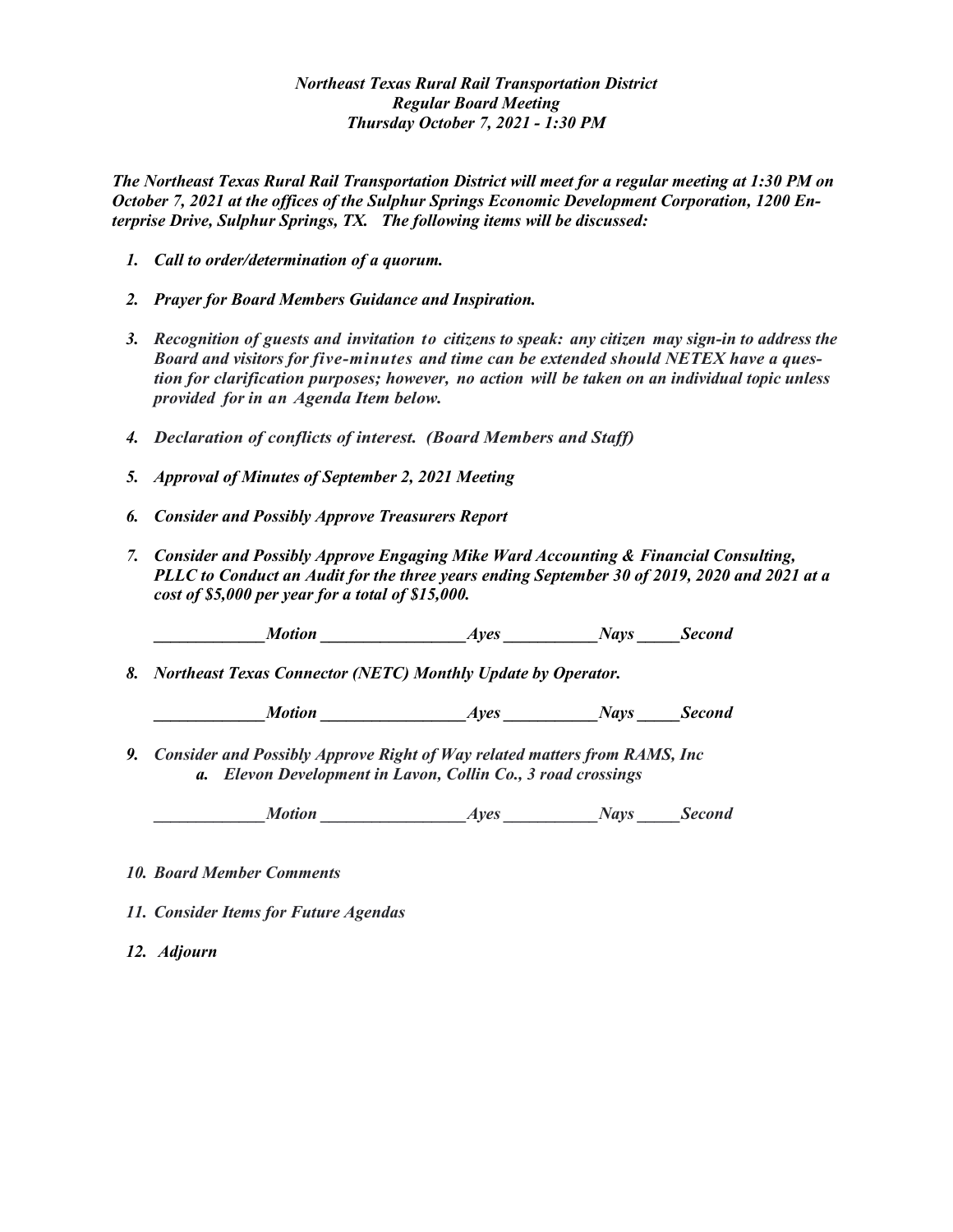***Northeast Texas Rural Rail Transportation District***
***Regular Board Meeting***
***Thursday October 7, 2021 - 1:30 PM***

***The Northeast Texas Rural Rail Transportation District will meet for a regular meeting at 1:30 PM on October 7, 2021 at the offices of the Sulphur Springs Economic Development Corporation, 1200 Enterprise Drive, Sulphur Springs, TX. The following items will be discussed:***

1. ***Call to order/determination of a quorum.***
2. ***Prayer for Board Members Guidance and Inspiration.***
3. ***Recognition of guests and invitation to citizens to speak: any citizen may sign-in to address the Board and visitors for five-minutes and time can be extended should NETEX have a question for clarification purposes; however, no action will be taken on an individual topic unless provided for in an Agenda Item below.***
4. ***Declaration of conflicts of interest. (Board Members and Staff)***
5. ***Approval of Minutes of September 2, 2021 Meeting***
6. ***Consider and Possibly Approve Treasurers Report***
7. ***Consider and Possibly Approve Engaging Mike Ward Accounting & Financial Consulting, PLLC to Conduct an Audit for the three years ending September 30 of 2019, 2020 and 2021 at a cost of $5,000 per year for a total of $15,000.***

   ***_____________Motion _________________Ayes ___________Nays _____Second***

8. ***Northeast Texas Connector (NETC) Monthly Update by Operator.***

   ***_____________Motion _________________Ayes ___________Nays _____Second***

9. ***Consider and Possibly Approve Right of Way related matters from RAMS, Inc***
   a. ***Elevon Development in Lavon, Collin Co., 3 road crossings***

   ***_____________Motion _________________Ayes ___________Nays _____Second***

10. ***Board Member Comments***
11. ***Consider Items for Future Agendas***
12. ***Adjourn***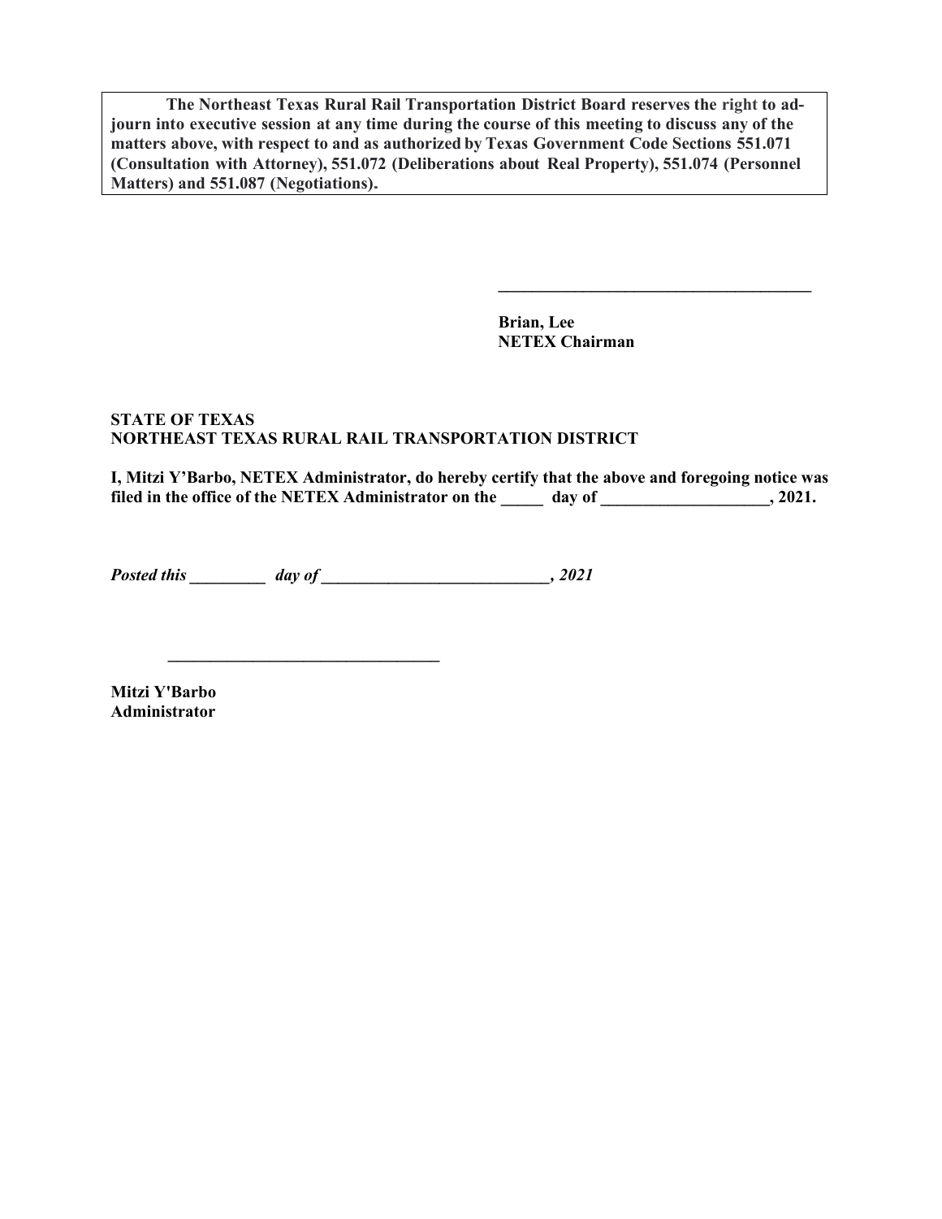**The Northeast Texas Rural Rail Transportation District Board reserves the right to adjourn into executive session at any time during the course of this meeting to discuss any of the matters above, with respect to and as authorized by Texas Government Code Sections 551.071 (Consultation with Attorney), 551.072 (Deliberations about Real Property), 551.074 (Personnel Matters) and 551.087 (Negotiations).**

______________________________________

**Brian, Lee**
**NETEX Chairman**

**STATE OF TEXAS**
**NORTHEAST TEXAS RURAL RAIL TRANSPORTATION DISTRICT**

**I, Mitzi Y'Barbo, NETEX Administrator, do hereby certify that the above and foregoing notice was filed in the office of the NETEX Administrator on the _____ day of ____________________, 2021.**

***Posted this _________ day of ___________________________, 2021***

_________________________________

**Mitzi Y'Barbo**
**Administrator**